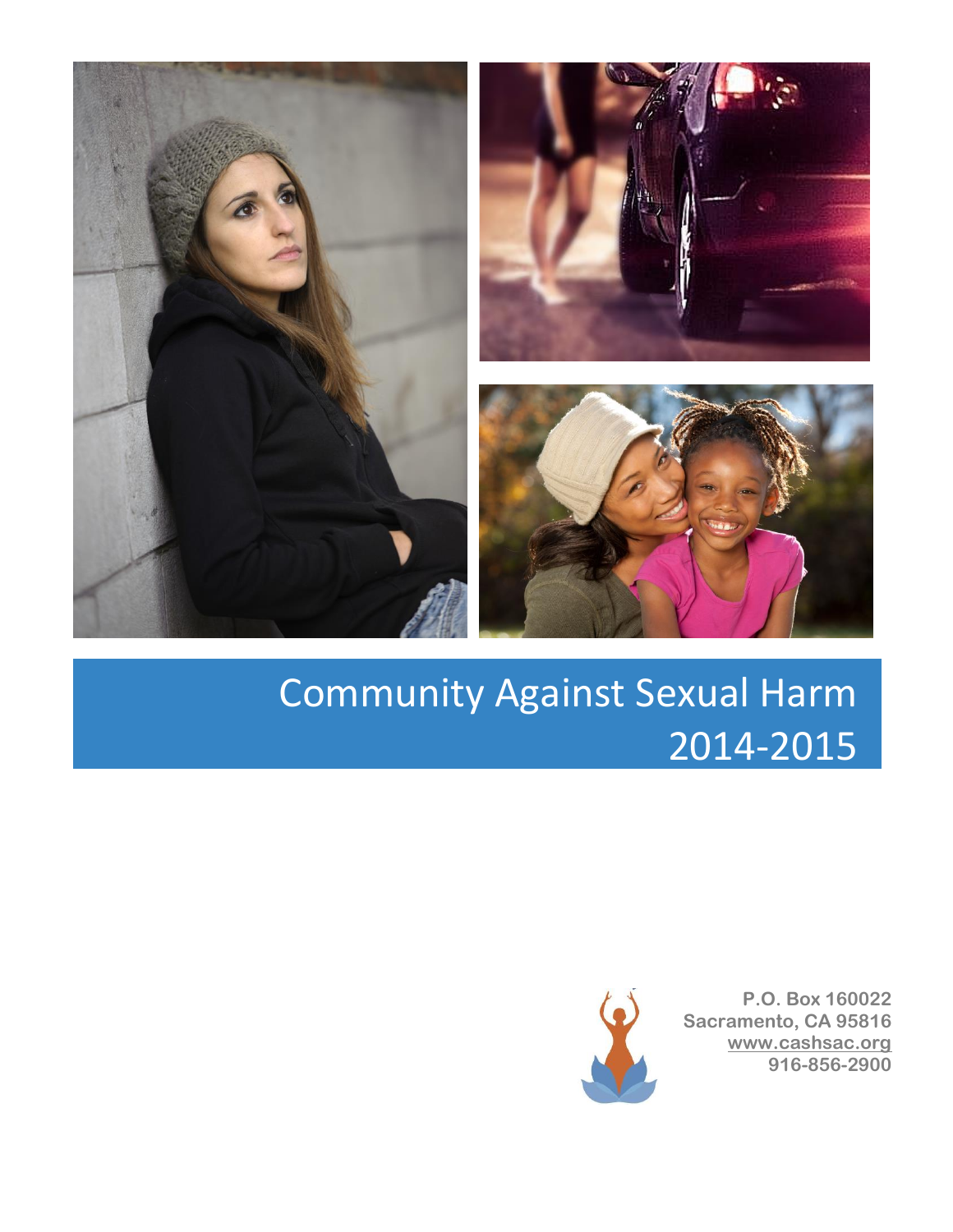# Community Against Sexual Harm
# 2014-2015

**P.O. Box 160022**
**Sacramento, CA 95816**
**www.cashsac.org**
**916-856-2900**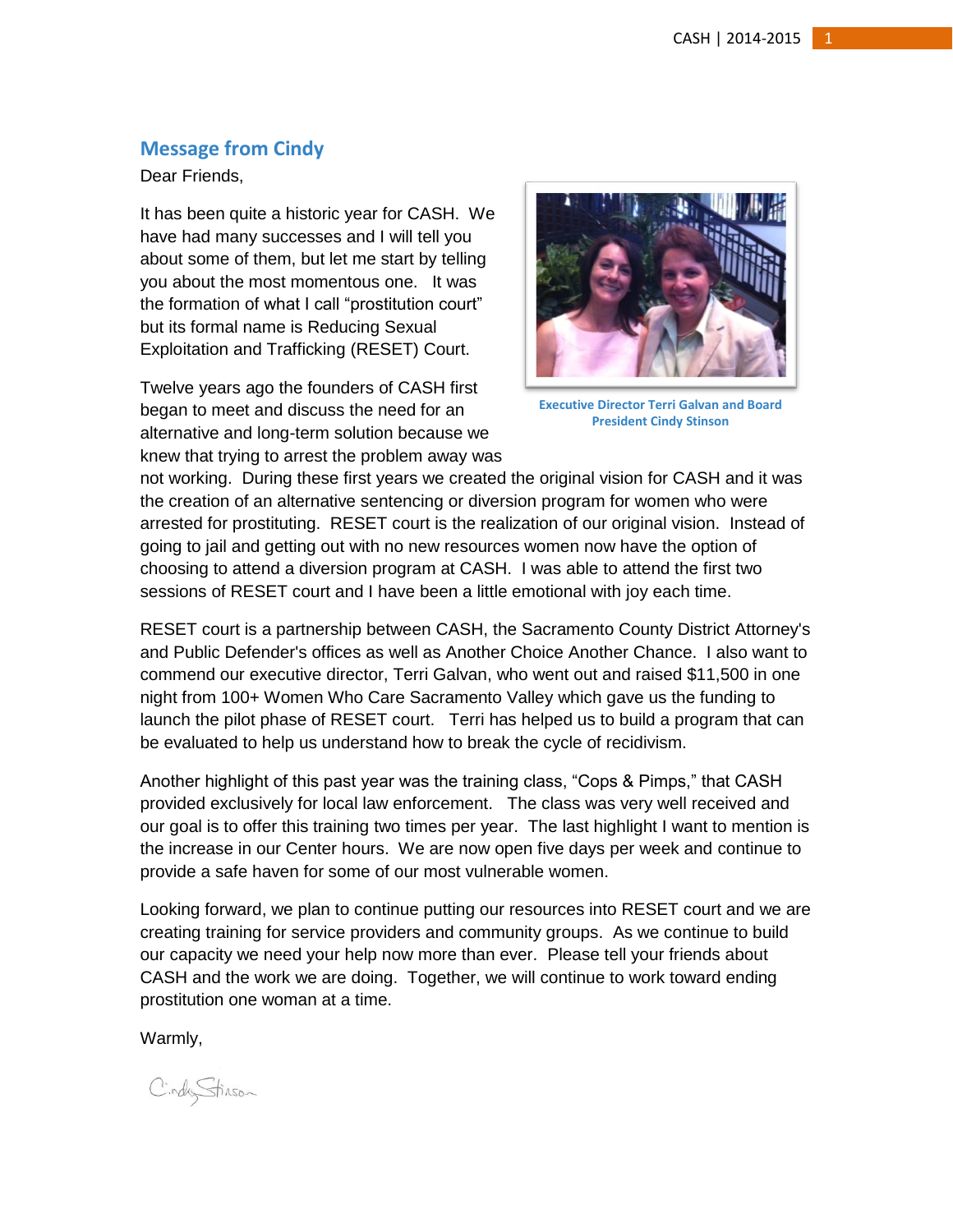## Message from Cindy

Dear Friends,

It has been quite a historic year for CASH. We have had many successes and I will tell you about some of them, but let me start by telling you about the most momentous one. It was the formation of what I call "prostitution court" but its formal name is Reducing Sexual Exploitation and Trafficking (RESET) Court.

Executive Director Terri Galvan and Board President Cindy Stinson

Twelve years ago the founders of CASH first began to meet and discuss the need for an alternative and long-term solution because we knew that trying to arrest the problem away was not working. During these first years we created the original vision for CASH and it was the creation of an alternative sentencing or diversion program for women who were arrested for prostituting. RESET court is the realization of our original vision. Instead of going to jail and getting out with no new resources women now have the option of choosing to attend a diversion program at CASH. I was able to attend the first two sessions of RESET court and I have been a little emotional with joy each time.

RESET court is a partnership between CASH, the Sacramento County District Attorney's and Public Defender's offices as well as Another Choice Another Chance. I also want to commend our executive director, Terri Galvan, who went out and raised $11,500 in one night from 100+ Women Who Care Sacramento Valley which gave us the funding to launch the pilot phase of RESET court. Terri has helped us to build a program that can be evaluated to help us understand how to break the cycle of recidivism.

Another highlight of this past year was the training class, "Cops & Pimps," that CASH provided exclusively for local law enforcement. The class was very well received and our goal is to offer this training two times per year. The last highlight I want to mention is the increase in our Center hours. We are now open five days per week and continue to provide a safe haven for some of our most vulnerable women.

Looking forward, we plan to continue putting our resources into RESET court and we are creating training for service providers and community groups. As we continue to build our capacity we need your help now more than ever. Please tell your friends about CASH and the work we are doing. Together, we will continue to work toward ending prostitution one woman at a time.

Warmly,

Cindy Stinson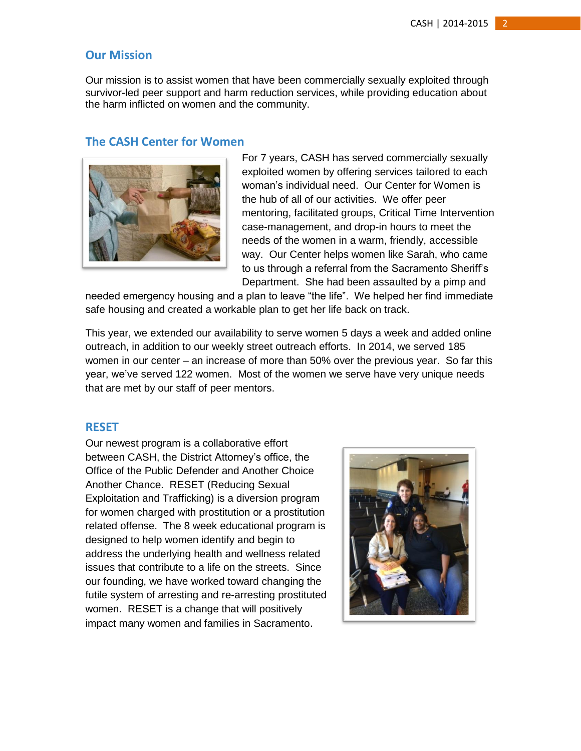## Our Mission

Our mission is to assist women that have been commercially sexually exploited through survivor-led peer support and harm reduction services, while providing education about the harm inflicted on women and the community.

## The CASH Center for Women

For 7 years, CASH has served commercially sexually exploited women by offering services tailored to each woman's individual need. Our Center for Women is the hub of all of our activities. We offer peer mentoring, facilitated groups, Critical Time Intervention case-management, and drop-in hours to meet the needs of the women in a warm, friendly, accessible way. Our Center helps women like Sarah, who came to us through a referral from the Sacramento Sheriff's Department. She had been assaulted by a pimp and needed emergency housing and a plan to leave "the life". We helped her find immediate safe housing and created a workable plan to get her life back on track.

This year, we extended our availability to serve women 5 days a week and added online outreach, in addition to our weekly street outreach efforts. In 2014, we served 185 women in our center – an increase of more than 50% over the previous year. So far this year, we've served 122 women. Most of the women we serve have very unique needs that are met by our staff of peer mentors.

## RESET

Our newest program is a collaborative effort between CASH, the District Attorney's office, the Office of the Public Defender and Another Choice Another Chance. RESET (Reducing Sexual Exploitation and Trafficking) is a diversion program for women charged with prostitution or a prostitution related offense. The 8 week educational program is designed to help women identify and begin to address the underlying health and wellness related issues that contribute to a life on the streets. Since our founding, we have worked toward changing the futile system of arresting and re-arresting prostituted women. RESET is a change that will positively impact many women and families in Sacramento.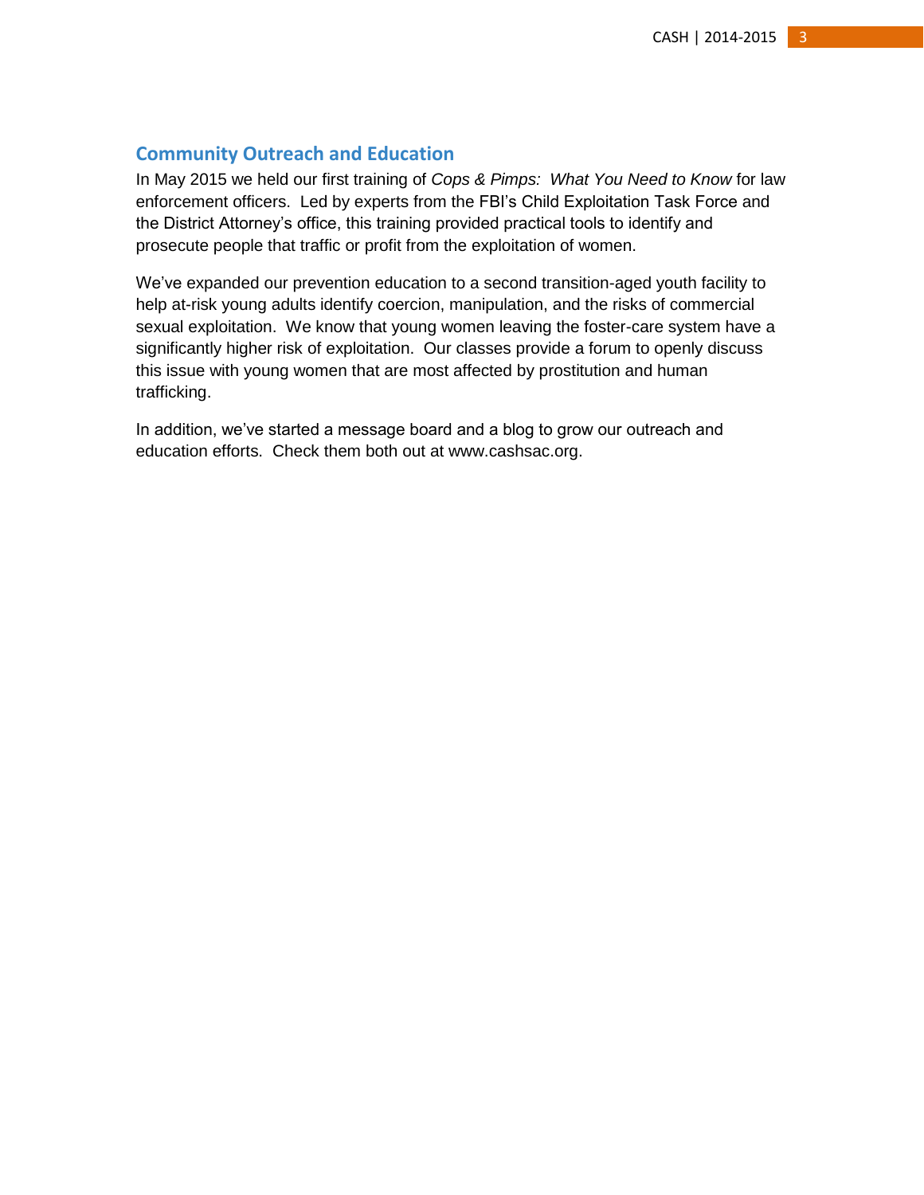## Community Outreach and Education

In May 2015 we held our first training of *Cops & Pimps: What You Need to Know* for law enforcement officers. Led by experts from the FBI's Child Exploitation Task Force and the District Attorney's office, this training provided practical tools to identify and prosecute people that traffic or profit from the exploitation of women.

We've expanded our prevention education to a second transition-aged youth facility to help at-risk young adults identify coercion, manipulation, and the risks of commercial sexual exploitation. We know that young women leaving the foster-care system have a significantly higher risk of exploitation. Our classes provide a forum to openly discuss this issue with young women that are most affected by prostitution and human trafficking.

In addition, we've started a message board and a blog to grow our outreach and education efforts. Check them both out at www.cashsac.org.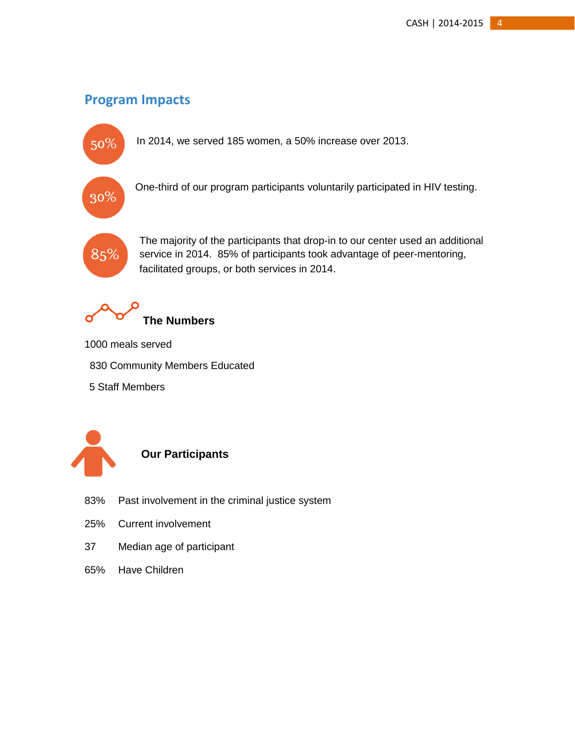## Program Impacts

50% In 2014, we served 185 women, a 50% increase over 2013.

30% One-third of our program participants voluntarily participated in HIV testing.

85% The majority of the participants that drop-in to our center used an additional service in 2014. 85% of participants took advantage of peer-mentoring, facilitated groups, or both services in 2014.

### The Numbers

1000 meals served

830 Community Members Educated

5 Staff Members

### Our Participants

| | |
|---|---|
| 83% | Past involvement in the criminal justice system |
| 25% | Current involvement |
| 37 | Median age of participant |
| 65% | Have Children |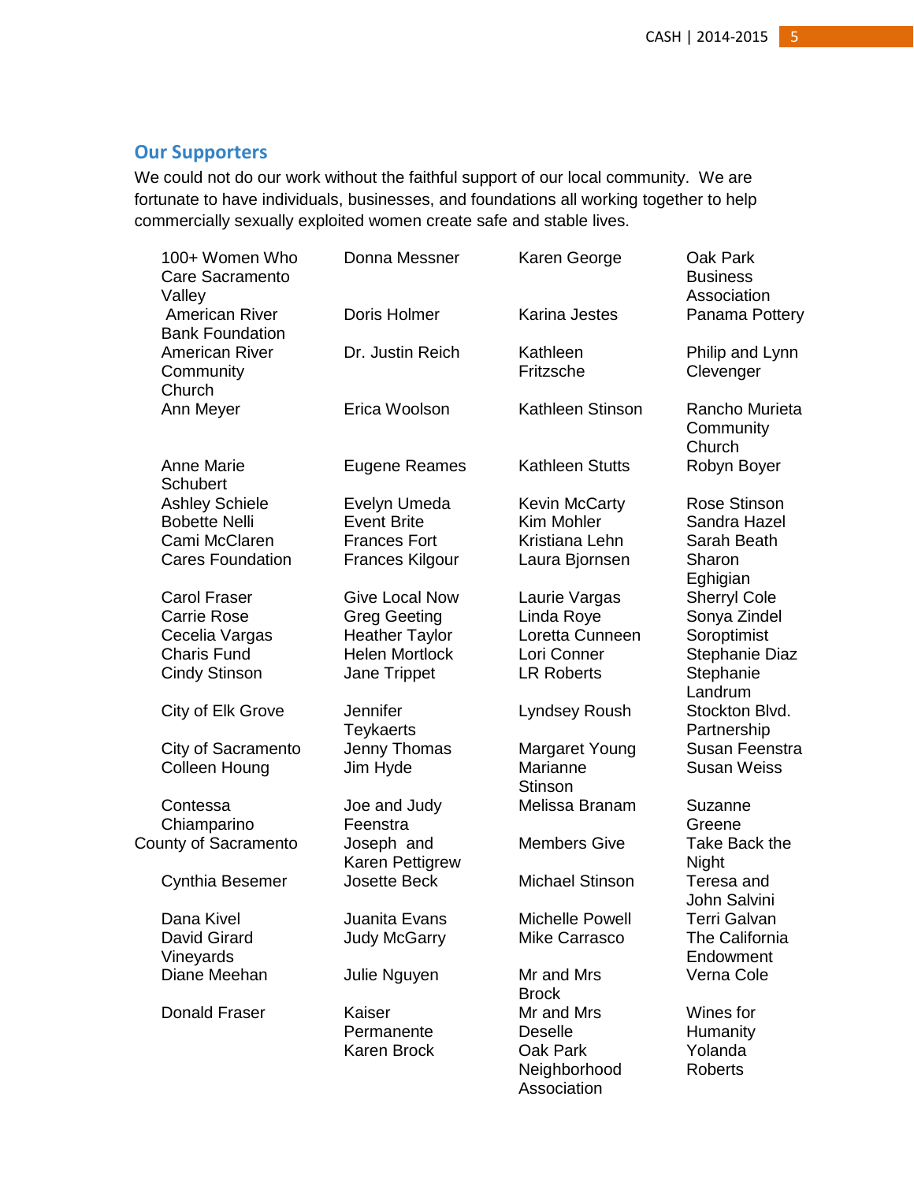## Our Supporters

We could not do our work without the faithful support of our local community. We are fortunate to have individuals, businesses, and foundations all working together to help commercially sexually exploited women create safe and stable lives.

100+ Women Who Care Sacramento Valley
American River Bank Foundation
American River Community Church
Ann Meyer
Anne Marie Schubert
Ashley Schiele
Bobette Nelli
Cami McClaren
Cares Foundation
Carol Fraser
Carrie Rose
Cecelia Vargas
Charis Fund
Cindy Stinson
City of Elk Grove
City of Sacramento
Colleen Houng
Contessa Chiamparino
County of Sacramento
Cynthia Besemer
Dana Kivel
David Girard Vineyards
Diane Meehan
Donald Fraser
Donna Messner
Doris Holmer
Dr. Justin Reich
Erica Woolson
Eugene Reames
Evelyn Umeda
Event Brite
Frances Fort
Frances Kilgour
Give Local Now
Greg Geeting
Heather Taylor
Helen Mortlock
Jane Trippet
Jennifer Teykaerts
Jenny Thomas
Jim Hyde
Joe and Judy Feenstra
Joseph and Karen Pettigrew
Josette Beck
Juanita Evans
Judy McGarry
Julie Nguyen
Kaiser Permanente
Karen Brock
Karen George
Karina Jestes
Kathleen Fritzsche
Kathleen Stinson
Kathleen Stutts
Kevin McCarty
Kim Mohler
Kristiana Lehn
Laura Bjornsen
Laurie Vargas
Linda Roye
Loretta Cunneen
Lori Conner
LR Roberts
Lyndsey Roush
Margaret Young
Marianne Stinson
Melissa Branam
Members Give
Michael Stinson
Michelle Powell
Mike Carrasco
Mr and Mrs Brock
Mr and Mrs Deselle
Oak Park Neighborhood Association
Oak Park Business Association
Panama Pottery
Philip and Lynn Clevenger
Rancho Murieta Community Church
Robyn Boyer
Rose Stinson
Sandra Hazel
Sarah Beath
Sharon Eghigian
Sherryl Cole
Sonya Zindel
Soroptimist
Stephanie Diaz
Stephanie Landrum
Stockton Blvd. Partnership
Susan Feenstra
Susan Weiss
Suzanne Greene
Take Back the Night
Teresa and John Salvini
Terri Galvan
The California Endowment
Verna Cole
Wines for Humanity
Yolanda Roberts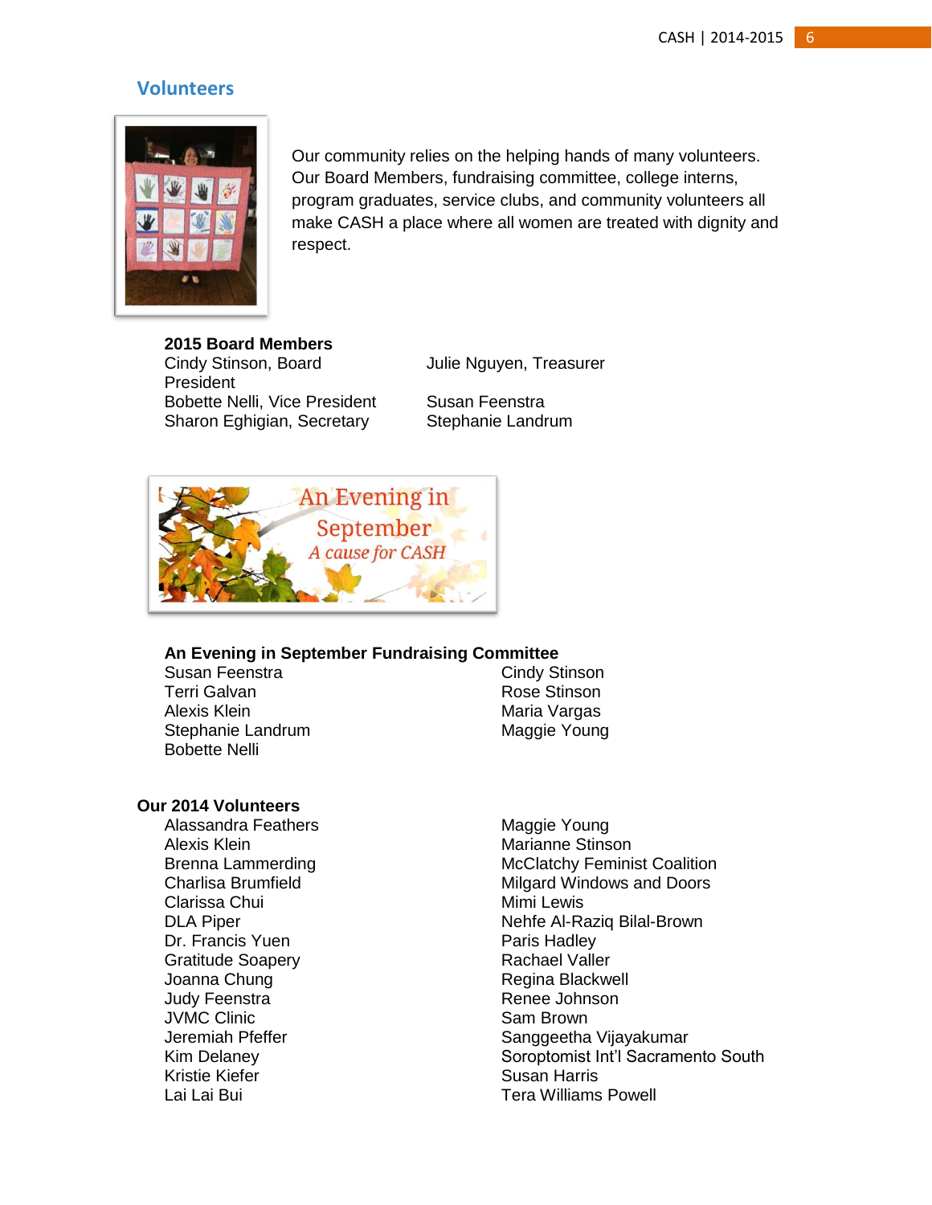## Volunteers

Our community relies on the helping hands of many volunteers. Our Board Members, fundraising committee, college interns, program graduates, service clubs, and community volunteers all make CASH a place where all women are treated with dignity and respect.

**2015 Board Members**

Cindy Stinson, Board President
Bobette Nelli, Vice President
Sharon Eghigian, Secretary
Julie Nguyen, Treasurer
Susan Feenstra
Stephanie Landrum

An Evening in September
*A cause for CASH*

**An Evening in September Fundraising Committee**

Susan Feenstra
Terri Galvan
Alexis Klein
Stephanie Landrum
Bobette Nelli
Cindy Stinson
Rose Stinson
Maria Vargas
Maggie Young

**Our 2014 Volunteers**

Alassandra Feathers
Alexis Klein
Brenna Lammerding
Charlisa Brumfield
Clarissa Chui
DLA Piper
Dr. Francis Yuen
Gratitude Soapery
Joanna Chung
Judy Feenstra
JVMC Clinic
Jeremiah Pfeffer
Kim Delaney
Kristie Kiefer
Lai Lai Bui
Maggie Young
Marianne Stinson
McClatchy Feminist Coalition
Milgard Windows and Doors
Mimi Lewis
Nehfe Al-Raziq Bilal-Brown
Paris Hadley
Rachael Valler
Regina Blackwell
Renee Johnson
Sam Brown
Sanggeetha Vijayakumar
Soroptomist Int'l Sacramento South
Susan Harris
Tera Williams Powell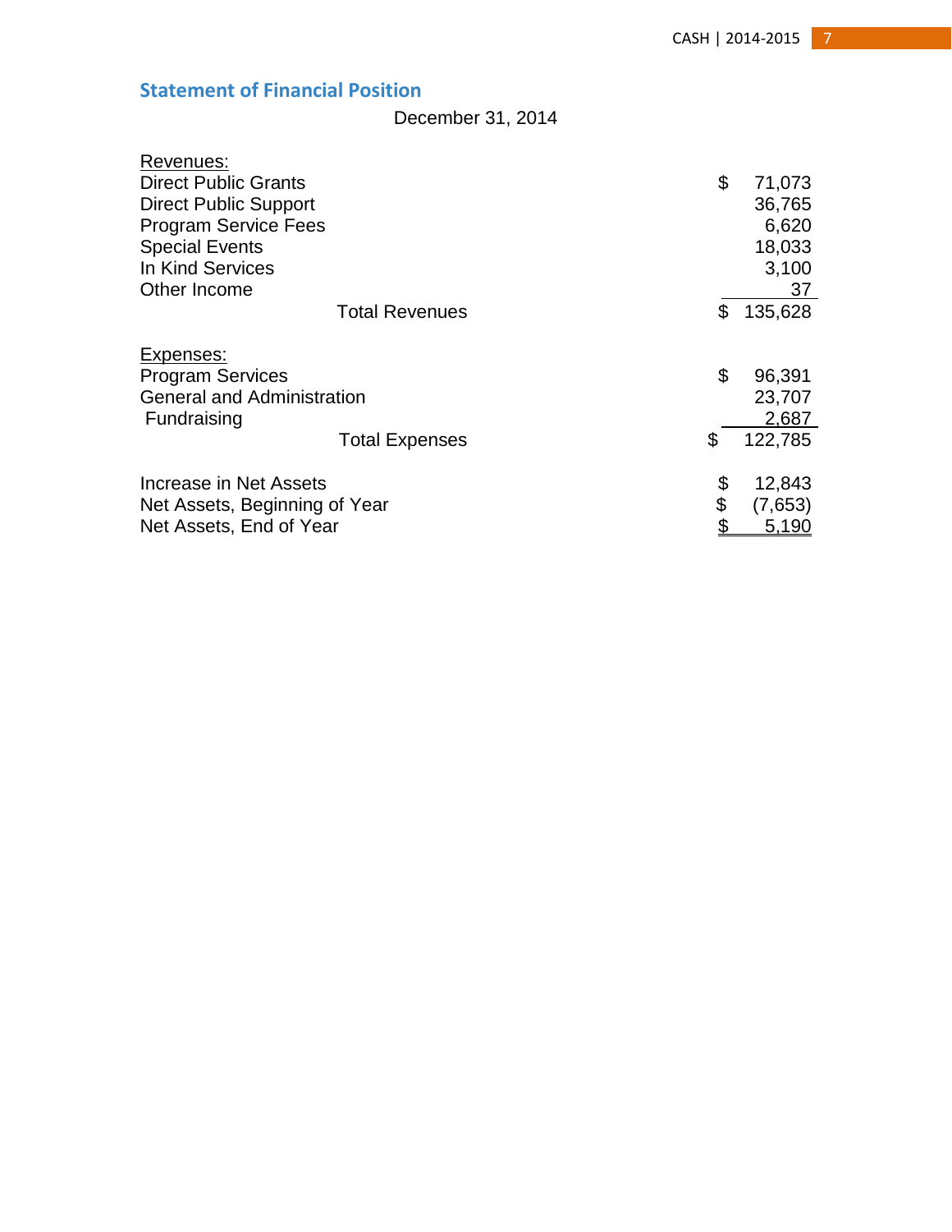## Statement of Financial Position

December 31, 2014

| | |
|---|---|
| Revenues: | |
| Direct Public Grants | $ 71,073 |
| Direct Public Support | 36,765 |
| Program Service Fees | 6,620 |
| Special Events | 18,033 |
| In Kind Services | 3,100 |
| Other Income | 37 |
| Total Revenues | $ 135,628 |
| Expenses: | |
| Program Services | $ 96,391 |
| General and Administration | 23,707 |
| Fundraising | 2,687 |
| Total Expenses | $ 122,785 |
| Increase in Net Assets | $ 12,843 |
| Net Assets, Beginning of Year | $ (7,653) |
| Net Assets, End of Year | $ 5,190 |